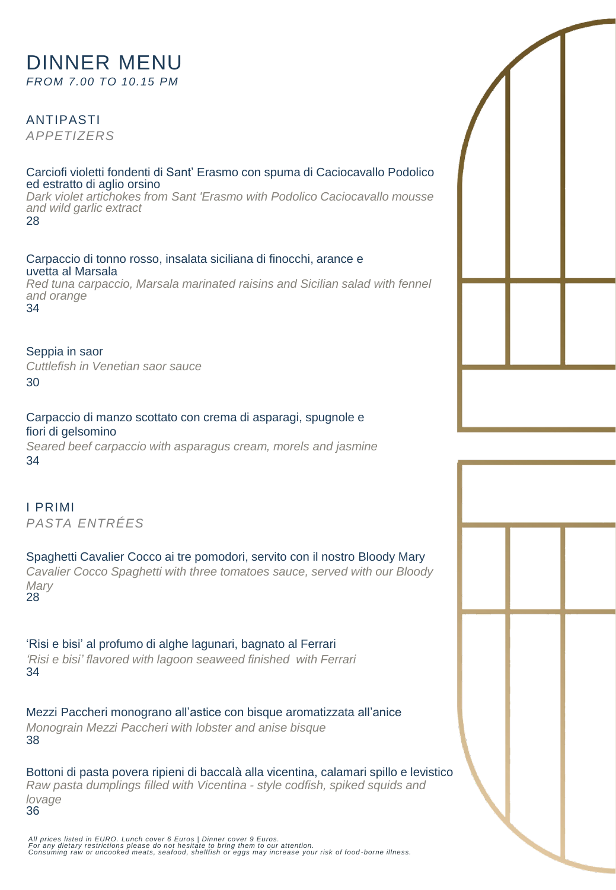# DINNER MENU

*FROM 7.00 TO 10.15 PM*

## ANTIPASTI

*APPETIZERS*

Carciofi violetti fondenti di Sant' Erasmo con spuma di Caciocavallo Podolico ed estratto di aglio orsino
*Dark violet artichokes from Sant 'Erasmo with Podolico Caciocavallo mousse and wild garlic extract*
28

Carpaccio di tonno rosso, insalata siciliana di finocchi, arance e uvetta al Marsala
*Red tuna carpaccio, Marsala marinated raisins and Sicilian salad with fennel and orange*
34

Seppia in saor
*Cuttlefish in Venetian saor sauce*
30

Carpaccio di manzo scottato con crema di asparagi, spugnole e fiori di gelsomino
*Seared beef carpaccio with asparagus cream, morels and jasmine*
34

## I PRIMI

*PASTA ENTRÉES*

Spaghetti Cavalier Cocco ai tre pomodori, servito con il nostro Bloody Mary
*Cavalier Cocco Spaghetti with three tomatoes sauce, served with our Bloody Mary*
28

'Risi e bisi' al profumo di alghe lagunari, bagnato al Ferrari
*'Risi e bisi' flavored with lagoon seaweed finished with Ferrari*
34

Mezzi Paccheri monograno all'astice con bisque aromatizzata all'anice
*Monograin Mezzi Paccheri with lobster and anise bisque*
38

Bottoni di pasta povera ripieni di baccalà alla vicentina, calamari spillo e levistico
*Raw pasta dumplings filled with Vicentina - style codfish, spiked squids and lovage*
36

*All prices listed in EURO. Lunch cover 6 Euros | Dinner cover 9 Euros.*
*For any dietary restrictions please do not hesitate to bring them to our attention.*
*Consuming raw or uncooked meats, seafood, shellfish or eggs may increase your risk of food-borne illness.*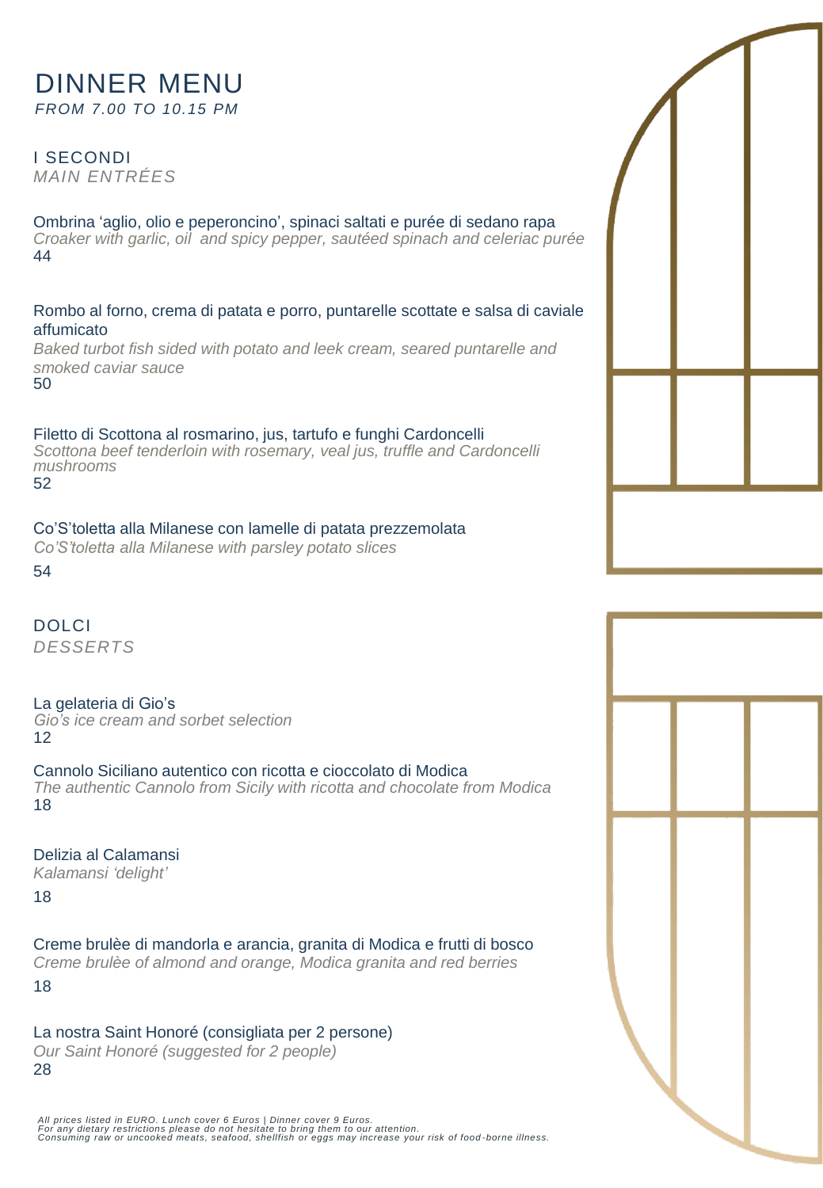# DINNER MENU

*FROM 7.00 TO 10.15 PM*

## I SECONDI

*MAIN ENTRÉES*

Ombrina ‘aglio, olio e peperoncino’, spinaci saltati e purée di sedano rapa
*Croaker with garlic, oil and spicy pepper, sautéed spinach and celeriac purée*
44

Rombo al forno, crema di patata e porro, puntarelle scottate e salsa di caviale affumicato
*Baked turbot fish sided with potato and leek cream, seared puntarelle and smoked caviar sauce*
50

Filetto di Scottona al rosmarino, jus, tartufo e funghi Cardoncelli
*Scottona beef tenderloin with rosemary, veal jus, truffle and Cardoncelli mushrooms*
52

Co’S’toletta alla Milanese con lamelle di patata prezzemolata
*Co’S’toletta alla Milanese with parsley potato slices*
54

## DOLCI

*DESSERTS*

La gelateria di Gio’s
*Gio’s ice cream and sorbet selection*
12

Cannolo Siciliano autentico con ricotta e cioccolato di Modica
*The authentic Cannolo from Sicily with ricotta and chocolate from Modica*
18

Delizia al Calamansi
*Kalamansi ‘delight’*
18

Creme brulèe di mandorla e arancia, granita di Modica e frutti di bosco
*Creme brulèe of almond and orange, Modica granita and red berries*
18

La nostra Saint Honoré (consigliata per 2 persone)
*Our Saint Honoré (suggested for 2 people)*
28

*All prices listed in EURO. Lunch cover 6 Euros | Dinner cover 9 Euros.*
*For any dietary restrictions please do not hesitate to bring them to our attention.*
*Consuming raw or uncooked meats, seafood, shellfish or eggs may increase your risk of food-borne illness.*